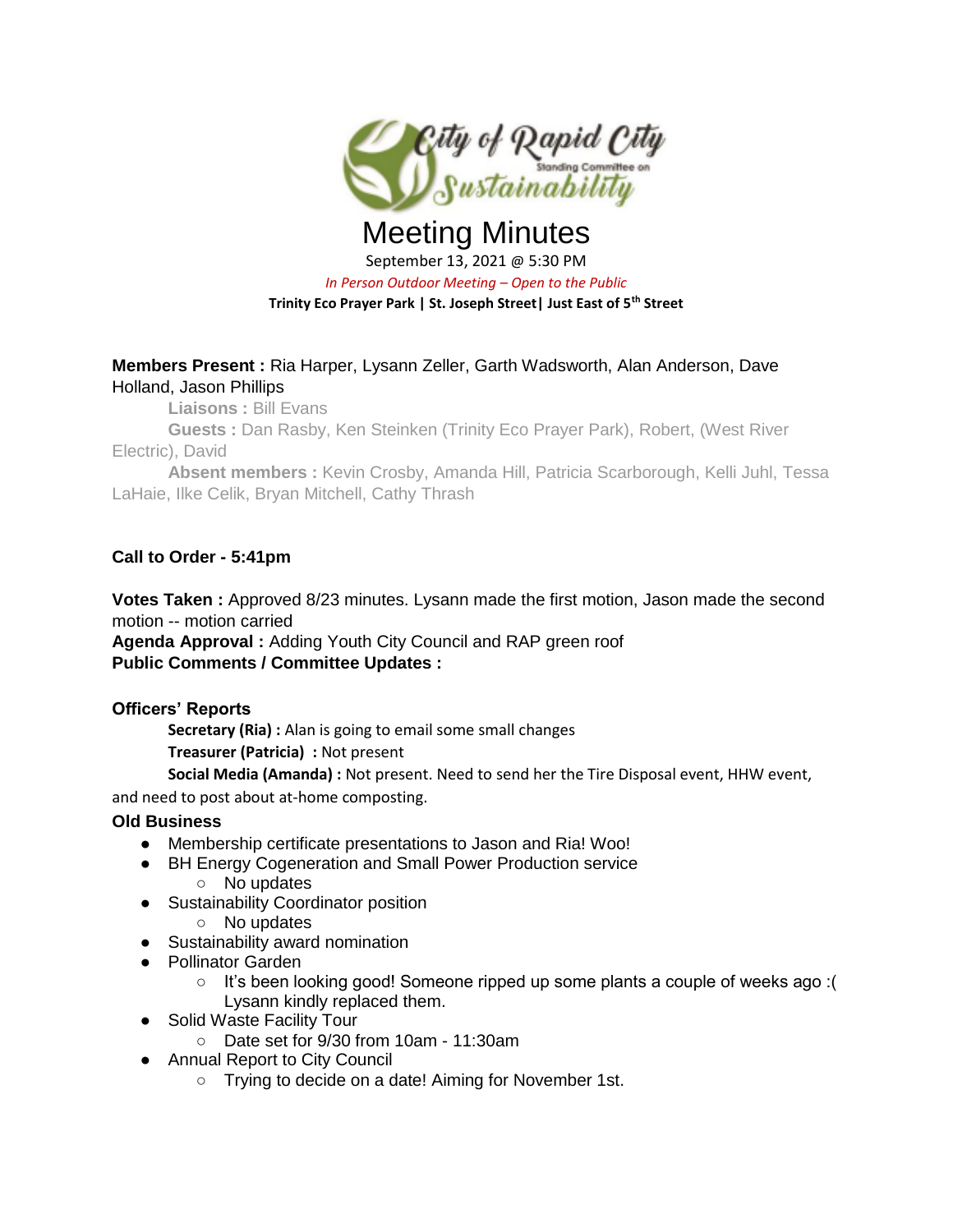City of Rapid City Standing Committee on Sustainability

# Meeting Minutes

September 13, 2021 @ 5:30 PM

*In Person Outdoor Meeting – Open to the Public*

**Trinity Eco Prayer Park | St. Joseph Street| Just East of 5th Street**

**Members Present :** Ria Harper, Lysann Zeller, Garth Wadsworth, Alan Anderson, Dave Holland, Jason Phillips

**Liaisons :** Bill Evans

**Guests :** Dan Rasby, Ken Steinken (Trinity Eco Prayer Park), Robert, (West River Electric), David

**Absent members :** Kevin Crosby, Amanda Hill, Patricia Scarborough, Kelli Juhl, Tessa LaHaie, Ilke Celik, Bryan Mitchell, Cathy Thrash

**Call to Order - 5:41pm**

**Votes Taken :** Approved 8/23 minutes. Lysann made the first motion, Jason made the second motion -- motion carried

**Agenda Approval :** Adding Youth City Council and RAP green roof

**Public Comments / Committee Updates :**

**Officers' Reports**

**Secretary (Ria) :** Alan is going to email some small changes

**Treasurer (Patricia) :** Not present

**Social Media (Amanda) :** Not present. Need to send her the Tire Disposal event, HHW event, and need to post about at-home composting.

**Old Business**

- Membership certificate presentations to Jason and Ria! Woo!
- BH Energy Cogeneration and Small Power Production service
  - No updates
- Sustainability Coordinator position
  - No updates
- Sustainability award nomination
- Pollinator Garden
  - It's been looking good! Someone ripped up some plants a couple of weeks ago :( Lysann kindly replaced them.
- Solid Waste Facility Tour
  - Date set for 9/30 from 10am - 11:30am
- Annual Report to City Council
  - Trying to decide on a date! Aiming for November 1st.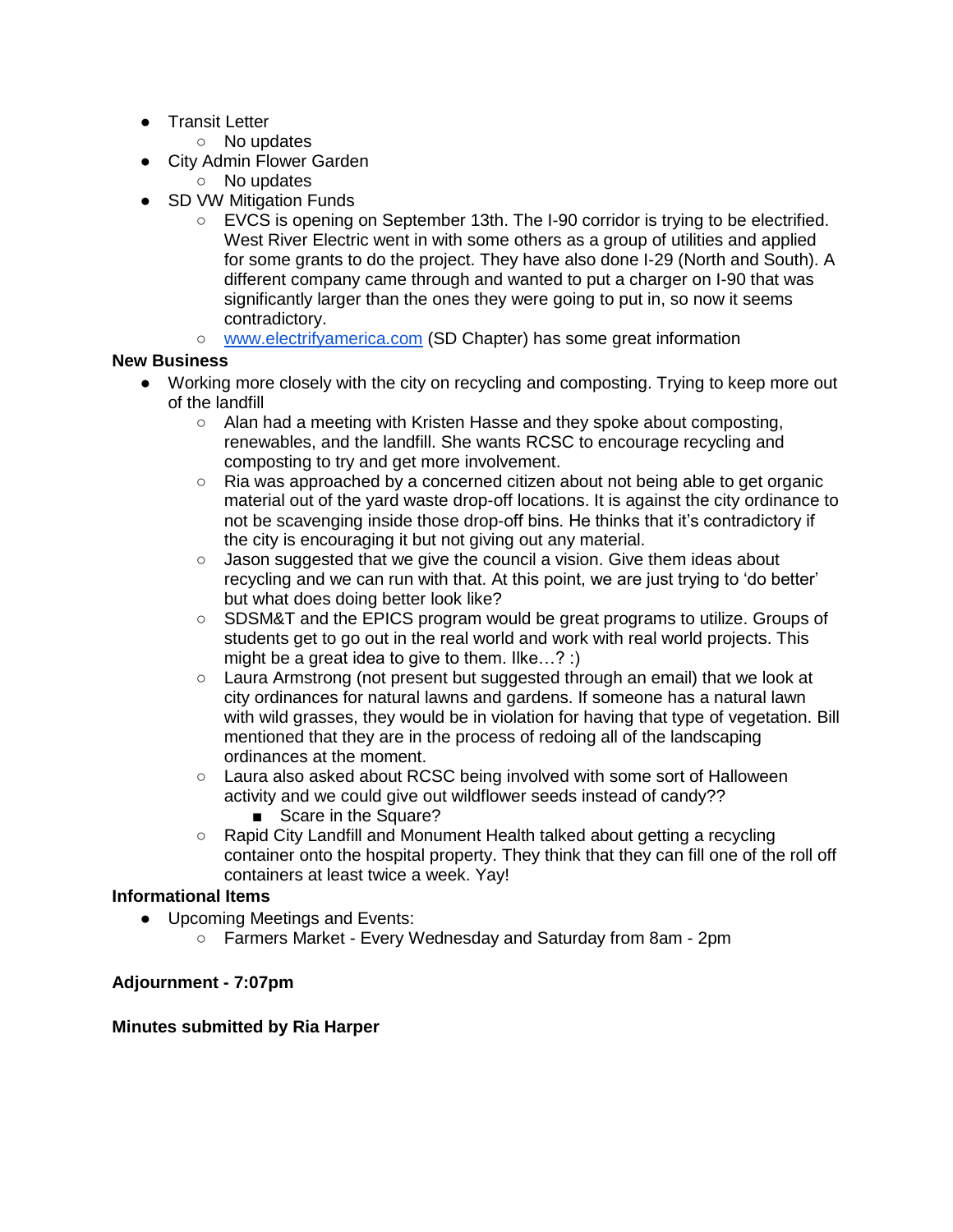- Transit Letter
  - No updates
- City Admin Flower Garden
  - No updates
- SD VW Mitigation Funds
  - EVCS is opening on September 13th. The I-90 corridor is trying to be electrified. West River Electric went in with some others as a group of utilities and applied for some grants to do the project. They have also done I-29 (North and South). A different company came through and wanted to put a charger on I-90 that was significantly larger than the ones they were going to put in, so now it seems contradictory.
  - www.electrifyamerica.com (SD Chapter) has some great information

**New Business**

- Working more closely with the city on recycling and composting. Trying to keep more out of the landfill
  - Alan had a meeting with Kristen Hasse and they spoke about composting, renewables, and the landfill. She wants RCSC to encourage recycling and composting to try and get more involvement.
  - Ria was approached by a concerned citizen about not being able to get organic material out of the yard waste drop-off locations. It is against the city ordinance to not be scavenging inside those drop-off bins. He thinks that it's contradictory if the city is encouraging it but not giving out any material.
  - Jason suggested that we give the council a vision. Give them ideas about recycling and we can run with that. At this point, we are just trying to 'do better' but what does doing better look like?
  - SDSM&T and the EPICS program would be great programs to utilize. Groups of students get to go out in the real world and work with real world projects. This might be a great idea to give to them. Ilke…? :)
  - Laura Armstrong (not present but suggested through an email) that we look at city ordinances for natural lawns and gardens. If someone has a natural lawn with wild grasses, they would be in violation for having that type of vegetation. Bill mentioned that they are in the process of redoing all of the landscaping ordinances at the moment.
  - Laura also asked about RCSC being involved with some sort of Halloween activity and we could give out wildflower seeds instead of candy??
    - Scare in the Square?
  - Rapid City Landfill and Monument Health talked about getting a recycling container onto the hospital property. They think that they can fill one of the roll off containers at least twice a week. Yay!

**Informational Items**

- Upcoming Meetings and Events:
  - Farmers Market - Every Wednesday and Saturday from 8am - 2pm

**Adjournment - 7:07pm**

**Minutes submitted by Ria Harper**